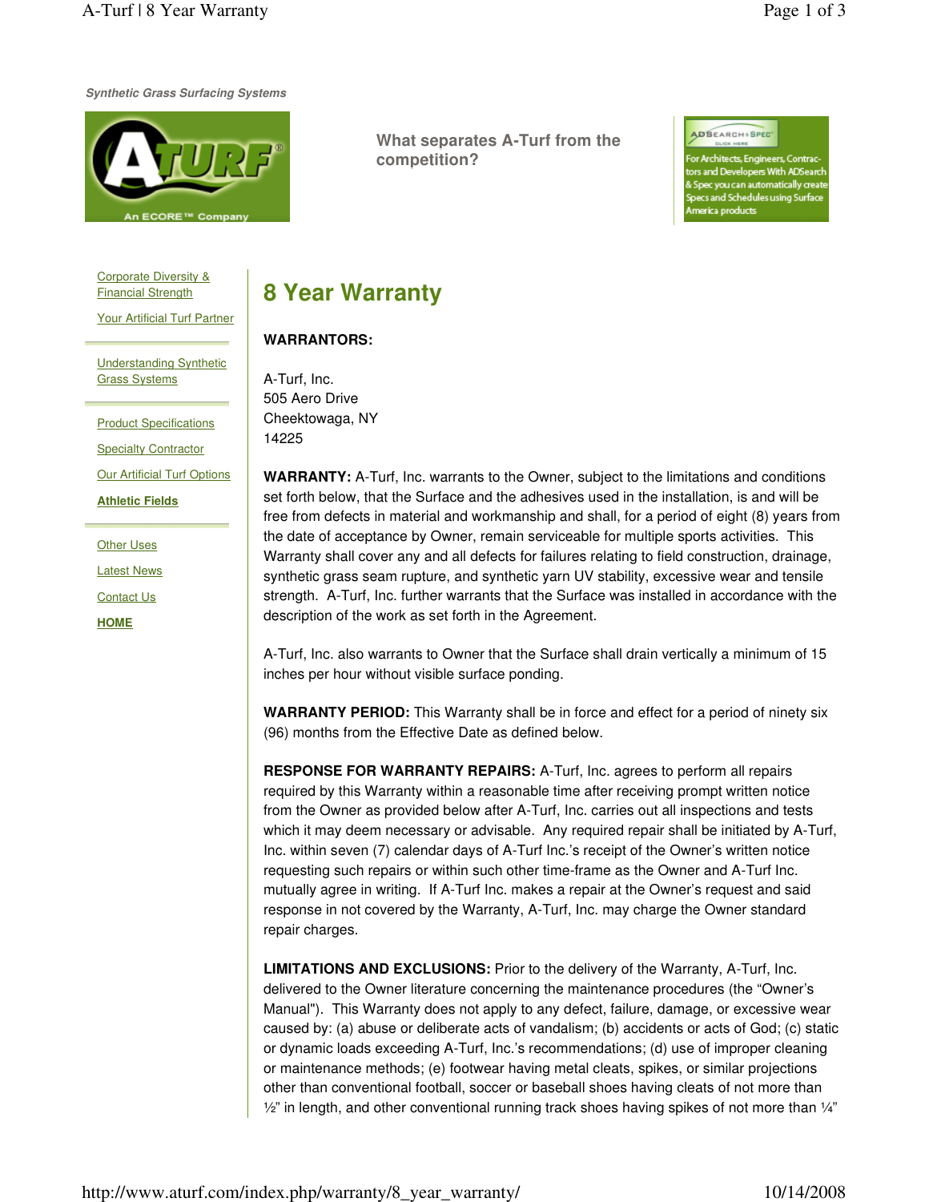*Synthetic Grass Surfacing Systems*

What separates A-Turf from the competition?

For Architects, Engineers, Contractors and Developers With ADSearch & Spec you can automatically create Specs and Schedules using Surface America products

- Corporate Diversity & Financial Strength
- Your Artificial Turf Partner
- Understanding Synthetic Grass Systems
- Product Specifications
- Specialty Contractor
- Our Artificial Turf Options
- **Athletic Fields**
- Other Uses
- Latest News
- Contact Us
- **HOME**

# 8 Year Warranty

**WARRANTORS:**

A-Turf, Inc.
505 Aero Drive
Cheektowaga, NY
14225

**WARRANTY:** A-Turf, Inc. warrants to the Owner, subject to the limitations and conditions set forth below, that the Surface and the adhesives used in the installation, is and will be free from defects in material and workmanship and shall, for a period of eight (8) years from the date of acceptance by Owner, remain serviceable for multiple sports activities. This Warranty shall cover any and all defects for failures relating to field construction, drainage, synthetic grass seam rupture, and synthetic yarn UV stability, excessive wear and tensile strength. A-Turf, Inc. further warrants that the Surface was installed in accordance with the description of the work as set forth in the Agreement.

A-Turf, Inc. also warrants to Owner that the Surface shall drain vertically a minimum of 15 inches per hour without visible surface ponding.

**WARRANTY PERIOD:** This Warranty shall be in force and effect for a period of ninety six (96) months from the Effective Date as defined below.

**RESPONSE FOR WARRANTY REPAIRS:** A-Turf, Inc. agrees to perform all repairs required by this Warranty within a reasonable time after receiving prompt written notice from the Owner as provided below after A-Turf, Inc. carries out all inspections and tests which it may deem necessary or advisable. Any required repair shall be initiated by A-Turf, Inc. within seven (7) calendar days of A-Turf Inc.'s receipt of the Owner's written notice requesting such repairs or within such other time-frame as the Owner and A-Turf Inc. mutually agree in writing. If A-Turf Inc. makes a repair at the Owner's request and said response in not covered by the Warranty, A-Turf, Inc. may charge the Owner standard repair charges.

**LIMITATIONS AND EXCLUSIONS:** Prior to the delivery of the Warranty, A-Turf, Inc. delivered to the Owner literature concerning the maintenance procedures (the "Owner's Manual"). This Warranty does not apply to any defect, failure, damage, or excessive wear caused by: (a) abuse or deliberate acts of vandalism; (b) accidents or acts of God; (c) static or dynamic loads exceeding A-Turf, Inc.'s recommendations; (d) use of improper cleaning or maintenance methods; (e) footwear having metal cleats, spikes, or similar projections other than conventional football, soccer or baseball shoes having cleats of not more than ½" in length, and other conventional running track shoes having spikes of not more than ¼"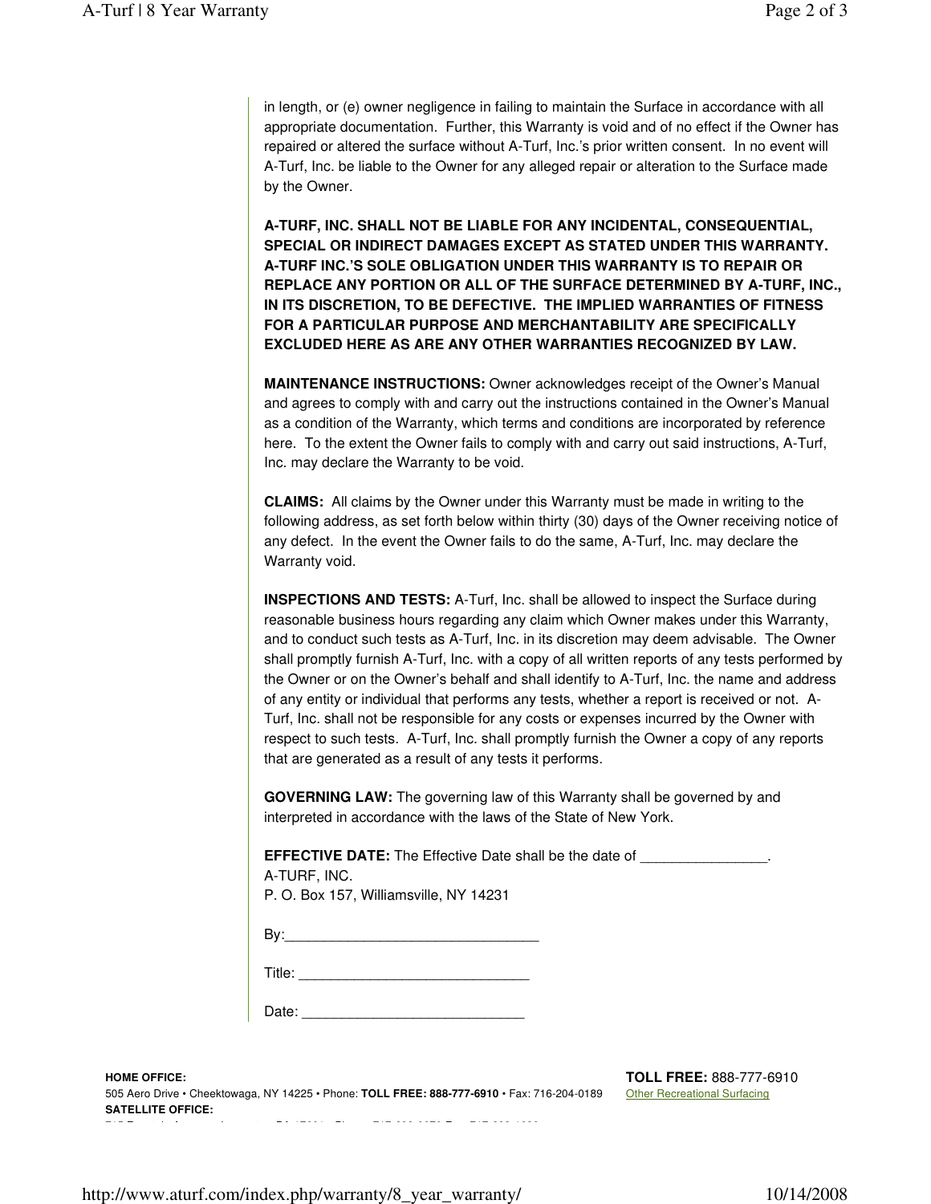in length, or (e) owner negligence in failing to maintain the Surface in accordance with all appropriate documentation. Further, this Warranty is void and of no effect if the Owner has repaired or altered the surface without A-Turf, Inc.'s prior written consent. In no event will A-Turf, Inc. be liable to the Owner for any alleged repair or alteration to the Surface made by the Owner.

**A-TURF, INC. SHALL NOT BE LIABLE FOR ANY INCIDENTAL, CONSEQUENTIAL, SPECIAL OR INDIRECT DAMAGES EXCEPT AS STATED UNDER THIS WARRANTY. A-TURF INC.'S SOLE OBLIGATION UNDER THIS WARRANTY IS TO REPAIR OR REPLACE ANY PORTION OR ALL OF THE SURFACE DETERMINED BY A-TURF, INC., IN ITS DISCRETION, TO BE DEFECTIVE. THE IMPLIED WARRANTIES OF FITNESS FOR A PARTICULAR PURPOSE AND MERCHANTABILITY ARE SPECIFICALLY EXCLUDED HERE AS ARE ANY OTHER WARRANTIES RECOGNIZED BY LAW.**

**MAINTENANCE INSTRUCTIONS:** Owner acknowledges receipt of the Owner's Manual and agrees to comply with and carry out the instructions contained in the Owner's Manual as a condition of the Warranty, which terms and conditions are incorporated by reference here. To the extent the Owner fails to comply with and carry out said instructions, A-Turf, Inc. may declare the Warranty to be void.

**CLAIMS:** All claims by the Owner under this Warranty must be made in writing to the following address, as set forth below within thirty (30) days of the Owner receiving notice of any defect. In the event the Owner fails to do the same, A-Turf, Inc. may declare the Warranty void.

**INSPECTIONS AND TESTS:** A-Turf, Inc. shall be allowed to inspect the Surface during reasonable business hours regarding any claim which Owner makes under this Warranty, and to conduct such tests as A-Turf, Inc. in its discretion may deem advisable. The Owner shall promptly furnish A-Turf, Inc. with a copy of all written reports of any tests performed by the Owner or on the Owner's behalf and shall identify to A-Turf, Inc. the name and address of any entity or individual that performs any tests, whether a report is received or not. A-Turf, Inc. shall not be responsible for any costs or expenses incurred by the Owner with respect to such tests. A-Turf, Inc. shall promptly furnish the Owner a copy of any reports that are generated as a result of any tests it performs.

**GOVERNING LAW:** The governing law of this Warranty shall be governed by and interpreted in accordance with the laws of the State of New York.

**EFFECTIVE DATE:** The Effective Date shall be the date of _______________.
A-TURF, INC.
P. O. Box 157, Williamsville, NY 14231

By:_______________________________

Title: ____________________________

Date: ____________________________

**HOME OFFICE:**
505 Aero Drive • Cheektowaga, NY 14225 • Phone: **TOLL FREE: 888-777-6910** • Fax: 716-204-0189
**SATELLITE OFFICE:**

**TOLL FREE:** 888-777-6910
Other Recreational Surfacing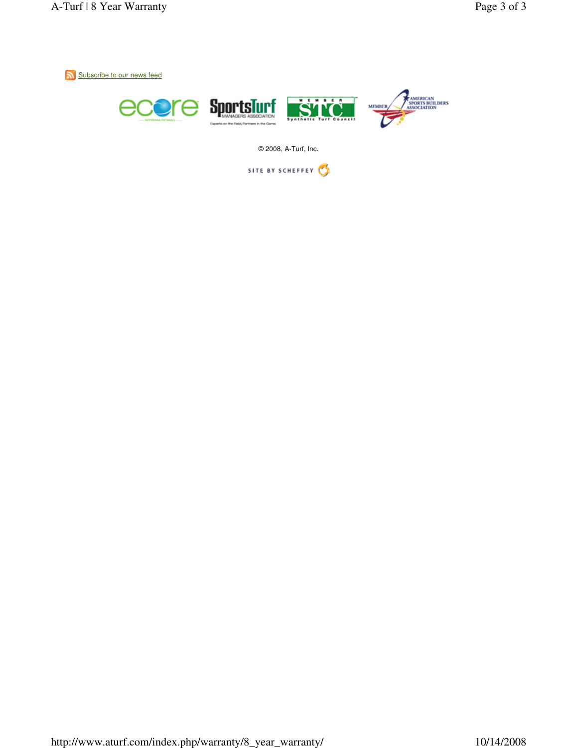Subscribe to our news feed

© 2008, A-Turf, Inc.

SITE BY SCHEFFEY